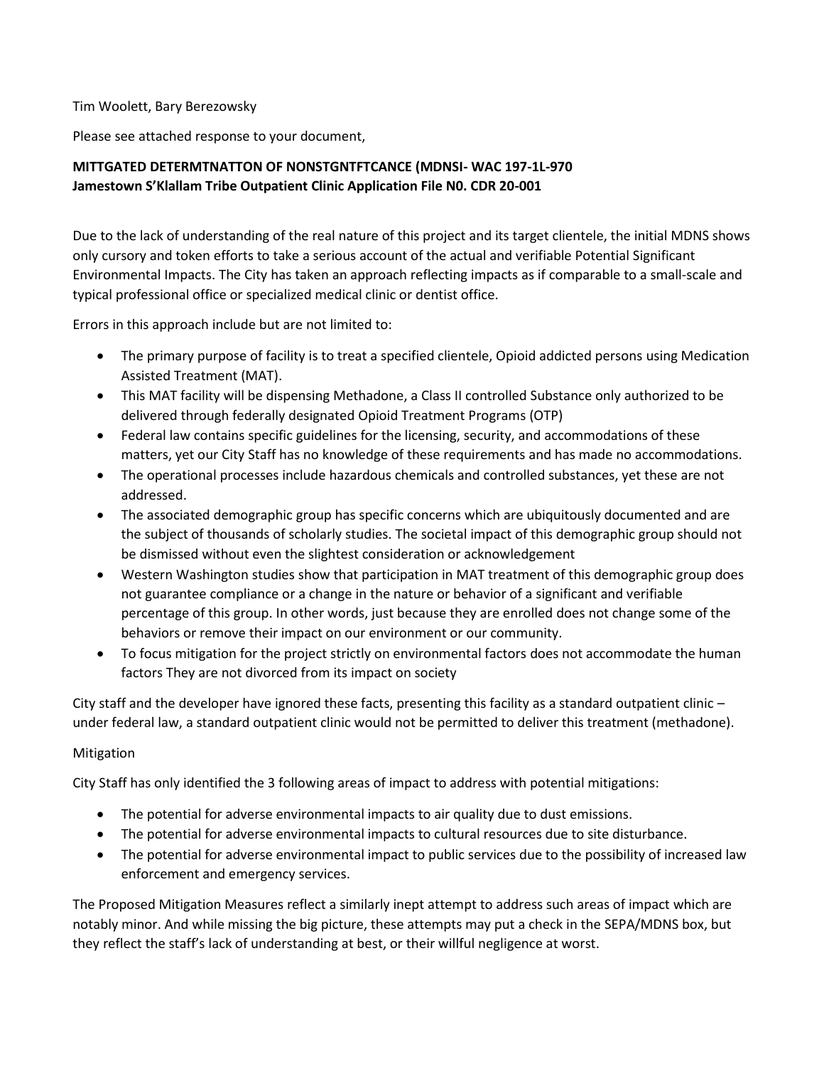Tim Woolett, Bary Berezowsky

Please see attached response to your document,

**MITTGATED DETERMTNATTON OF NONSTGNTFTCANCE (MDNSI- WAC 197-1L-970**
**Jamestown S'Klallam Tribe Outpatient Clinic Application File N0. CDR 20-001**

Due to the lack of understanding of the real nature of this project and its target clientele, the initial MDNS shows only cursory and token efforts to take a serious account of the actual and verifiable Potential Significant Environmental Impacts. The City has taken an approach reflecting impacts as if comparable to a small-scale and typical professional office or specialized medical clinic or dentist office.

Errors in this approach include but are not limited to:

- The primary purpose of facility is to treat a specified clientele, Opioid addicted persons using Medication Assisted Treatment (MAT).
- This MAT facility will be dispensing Methadone, a Class II controlled Substance only authorized to be delivered through federally designated Opioid Treatment Programs (OTP)
- Federal law contains specific guidelines for the licensing, security, and accommodations of these matters, yet our City Staff has no knowledge of these requirements and has made no accommodations.
- The operational processes include hazardous chemicals and controlled substances, yet these are not addressed.
- The associated demographic group has specific concerns which are ubiquitously documented and are the subject of thousands of scholarly studies. The societal impact of this demographic group should not be dismissed without even the slightest consideration or acknowledgement
- Western Washington studies show that participation in MAT treatment of this demographic group does not guarantee compliance or a change in the nature or behavior of a significant and verifiable percentage of this group. In other words, just because they are enrolled does not change some of the behaviors or remove their impact on our environment or our community.
- To focus mitigation for the project strictly on environmental factors does not accommodate the human factors They are not divorced from its impact on society

City staff and the developer have ignored these facts, presenting this facility as a standard outpatient clinic – under federal law, a standard outpatient clinic would not be permitted to deliver this treatment (methadone).

Mitigation

City Staff has only identified the 3 following areas of impact to address with potential mitigations:

- The potential for adverse environmental impacts to air quality due to dust emissions.
- The potential for adverse environmental impacts to cultural resources due to site disturbance.
- The potential for adverse environmental impact to public services due to the possibility of increased law enforcement and emergency services.

The Proposed Mitigation Measures reflect a similarly inept attempt to address such areas of impact which are notably minor. And while missing the big picture, these attempts may put a check in the SEPA/MDNS box, but they reflect the staff's lack of understanding at best, or their willful negligence at worst.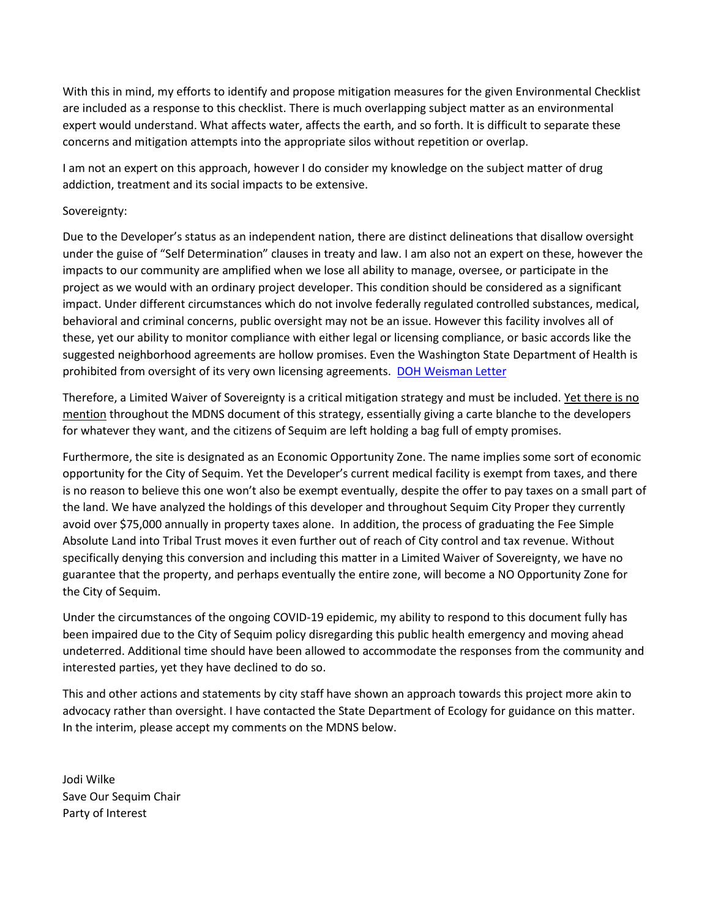With this in mind, my efforts to identify and propose mitigation measures for the given Environmental Checklist are included as a response to this checklist. There is much overlapping subject matter as an environmental expert would understand. What affects water, affects the earth, and so forth. It is difficult to separate these concerns and mitigation attempts into the appropriate silos without repetition or overlap.

I am not an expert on this approach, however I do consider my knowledge on the subject matter of drug addiction, treatment and its social impacts to be extensive.

Sovereignty:

Due to the Developer's status as an independent nation, there are distinct delineations that disallow oversight under the guise of "Self Determination" clauses in treaty and law. I am also not an expert on these, however the impacts to our community are amplified when we lose all ability to manage, oversee, or participate in the project as we would with an ordinary project developer. This condition should be considered as a significant impact. Under different circumstances which do not involve federally regulated controlled substances, medical, behavioral and criminal concerns, public oversight may not be an issue. However this facility involves all of these, yet our ability to monitor compliance with either legal or licensing compliance, or basic accords like the suggested neighborhood agreements are hollow promises. Even the Washington State Department of Health is prohibited from oversight of its very own licensing agreements. DOH Weisman Letter

Therefore, a Limited Waiver of Sovereignty is a critical mitigation strategy and must be included. Yet there is no mention throughout the MDNS document of this strategy, essentially giving a carte blanche to the developers for whatever they want, and the citizens of Sequim are left holding a bag full of empty promises.

Furthermore, the site is designated as an Economic Opportunity Zone. The name implies some sort of economic opportunity for the City of Sequim. Yet the Developer's current medical facility is exempt from taxes, and there is no reason to believe this one won't also be exempt eventually, despite the offer to pay taxes on a small part of the land. We have analyzed the holdings of this developer and throughout Sequim City Proper they currently avoid over $75,000 annually in property taxes alone. In addition, the process of graduating the Fee Simple Absolute Land into Tribal Trust moves it even further out of reach of City control and tax revenue. Without specifically denying this conversion and including this matter in a Limited Waiver of Sovereignty, we have no guarantee that the property, and perhaps eventually the entire zone, will become a NO Opportunity Zone for the City of Sequim.

Under the circumstances of the ongoing COVID-19 epidemic, my ability to respond to this document fully has been impaired due to the City of Sequim policy disregarding this public health emergency and moving ahead undeterred. Additional time should have been allowed to accommodate the responses from the community and interested parties, yet they have declined to do so.

This and other actions and statements by city staff have shown an approach towards this project more akin to advocacy rather than oversight. I have contacted the State Department of Ecology for guidance on this matter. In the interim, please accept my comments on the MDNS below.

Jodi Wilke  
Save Our Sequim Chair  
Party of Interest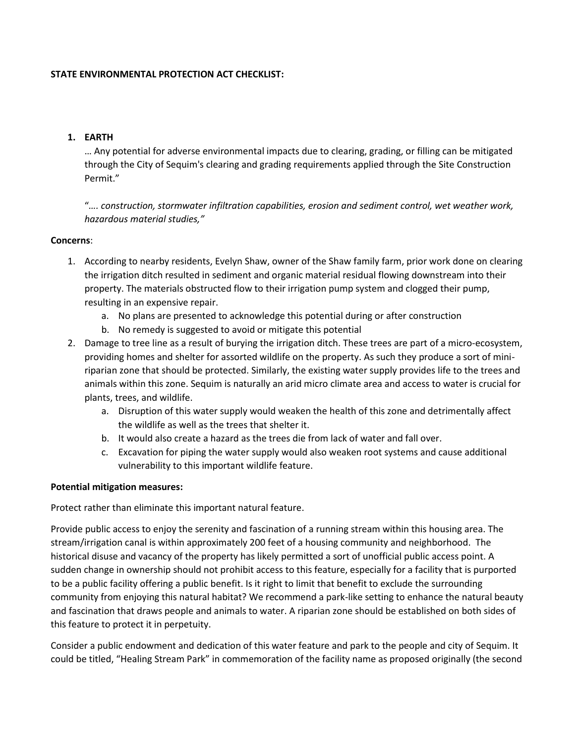**STATE ENVIRONMENTAL PROTECTION ACT CHECKLIST:**

1. **EARTH**

   … Any potential for adverse environmental impacts due to clearing, grading, or filling can be mitigated through the City of Sequim's clearing and grading requirements applied through the Site Construction Permit."

   "*…. construction, stormwater infiltration capabilities, erosion and sediment control, wet weather work, hazardous material studies,"*

**Concerns**:

1. According to nearby residents, Evelyn Shaw, owner of the Shaw family farm, prior work done on clearing the irrigation ditch resulted in sediment and organic material residual flowing downstream into their property. The materials obstructed flow to their irrigation pump system and clogged their pump, resulting in an expensive repair.
   a. No plans are presented to acknowledge this potential during or after construction
   b. No remedy is suggested to avoid or mitigate this potential
2. Damage to tree line as a result of burying the irrigation ditch. These trees are part of a micro-ecosystem, providing homes and shelter for assorted wildlife on the property. As such they produce a sort of mini-riparian zone that should be protected. Similarly, the existing water supply provides life to the trees and animals within this zone. Sequim is naturally an arid micro climate area and access to water is crucial for plants, trees, and wildlife.
   a. Disruption of this water supply would weaken the health of this zone and detrimentally affect the wildlife as well as the trees that shelter it.
   b. It would also create a hazard as the trees die from lack of water and fall over.
   c. Excavation for piping the water supply would also weaken root systems and cause additional vulnerability to this important wildlife feature.

**Potential mitigation measures:**

Protect rather than eliminate this important natural feature.

Provide public access to enjoy the serenity and fascination of a running stream within this housing area. The stream/irrigation canal is within approximately 200 feet of a housing community and neighborhood. The historical disuse and vacancy of the property has likely permitted a sort of unofficial public access point. A sudden change in ownership should not prohibit access to this feature, especially for a facility that is purported to be a public facility offering a public benefit. Is it right to limit that benefit to exclude the surrounding community from enjoying this natural habitat? We recommend a park-like setting to enhance the natural beauty and fascination that draws people and animals to water. A riparian zone should be established on both sides of this feature to protect it in perpetuity.

Consider a public endowment and dedication of this water feature and park to the people and city of Sequim. It could be titled, "Healing Stream Park" in commemoration of the facility name as proposed originally (the second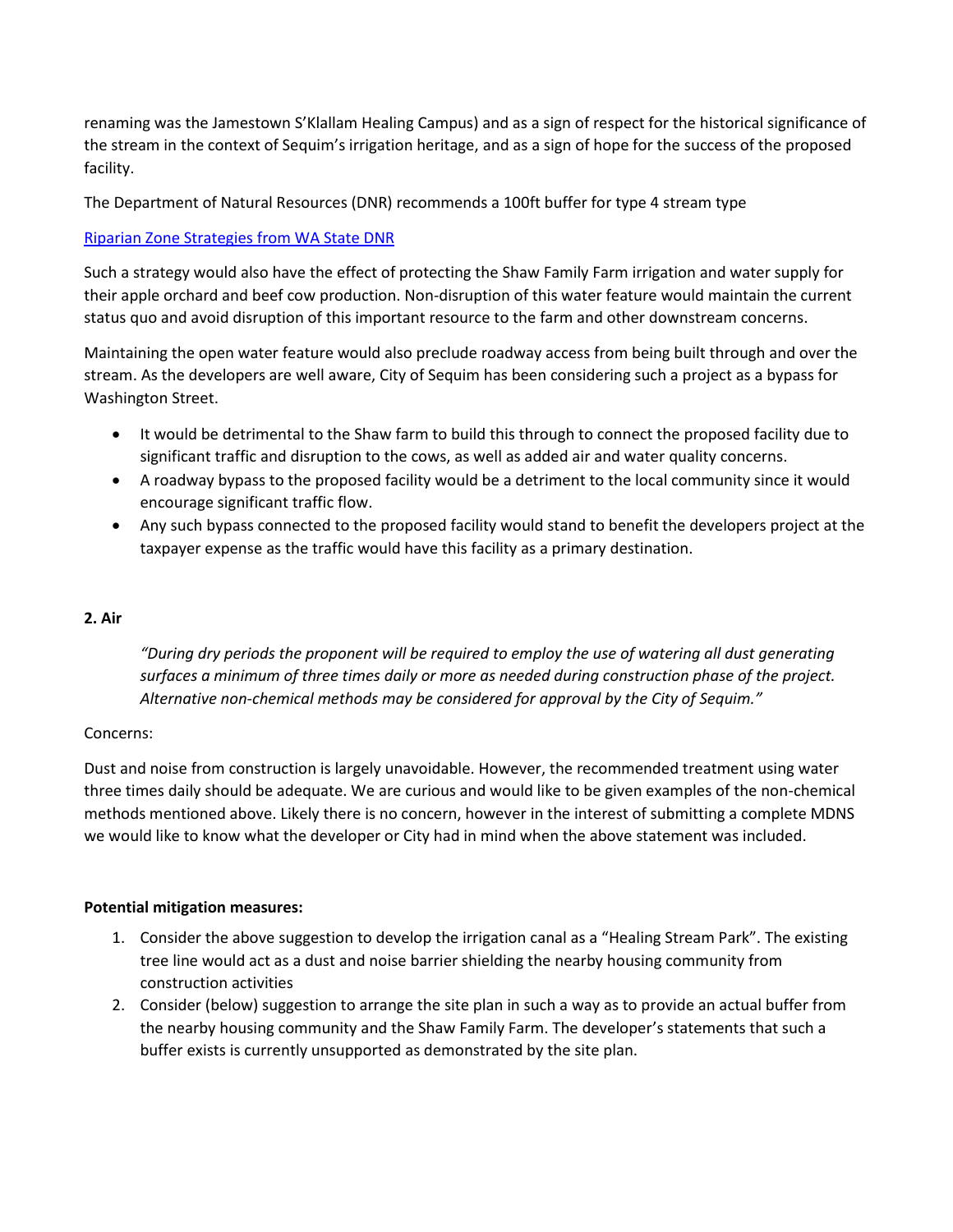renaming was the Jamestown S'Klallam Healing Campus) and as a sign of respect for the historical significance of the stream in the context of Sequim's irrigation heritage, and as a sign of hope for the success of the proposed facility.

The Department of Natural Resources (DNR) recommends a 100ft buffer for type 4 stream type

[Riparian Zone Strategies from WA State DNR]

Such a strategy would also have the effect of protecting the Shaw Family Farm irrigation and water supply for their apple orchard and beef cow production. Non-disruption of this water feature would maintain the current status quo and avoid disruption of this important resource to the farm and other downstream concerns.

Maintaining the open water feature would also preclude roadway access from being built through and over the stream. As the developers are well aware, City of Sequim has been considering such a project as a bypass for Washington Street.

- It would be detrimental to the Shaw farm to build this through to connect the proposed facility due to significant traffic and disruption to the cows, as well as added air and water quality concerns.
- A roadway bypass to the proposed facility would be a detriment to the local community since it would encourage significant traffic flow.
- Any such bypass connected to the proposed facility would stand to benefit the developers project at the taxpayer expense as the traffic would have this facility as a primary destination.

**2. Air**

> *"During dry periods the proponent will be required to employ the use of watering all dust generating surfaces a minimum of three times daily or more as needed during construction phase of the project. Alternative non-chemical methods may be considered for approval by the City of Sequim."*

Concerns:

Dust and noise from construction is largely unavoidable. However, the recommended treatment using water three times daily should be adequate. We are curious and would like to be given examples of the non-chemical methods mentioned above. Likely there is no concern, however in the interest of submitting a complete MDNS we would like to know what the developer or City had in mind when the above statement was included.

**Potential mitigation measures:**

1. Consider the above suggestion to develop the irrigation canal as a "Healing Stream Park". The existing tree line would act as a dust and noise barrier shielding the nearby housing community from construction activities
2. Consider (below) suggestion to arrange the site plan in such a way as to provide an actual buffer from the nearby housing community and the Shaw Family Farm. The developer's statements that such a buffer exists is currently unsupported as demonstrated by the site plan.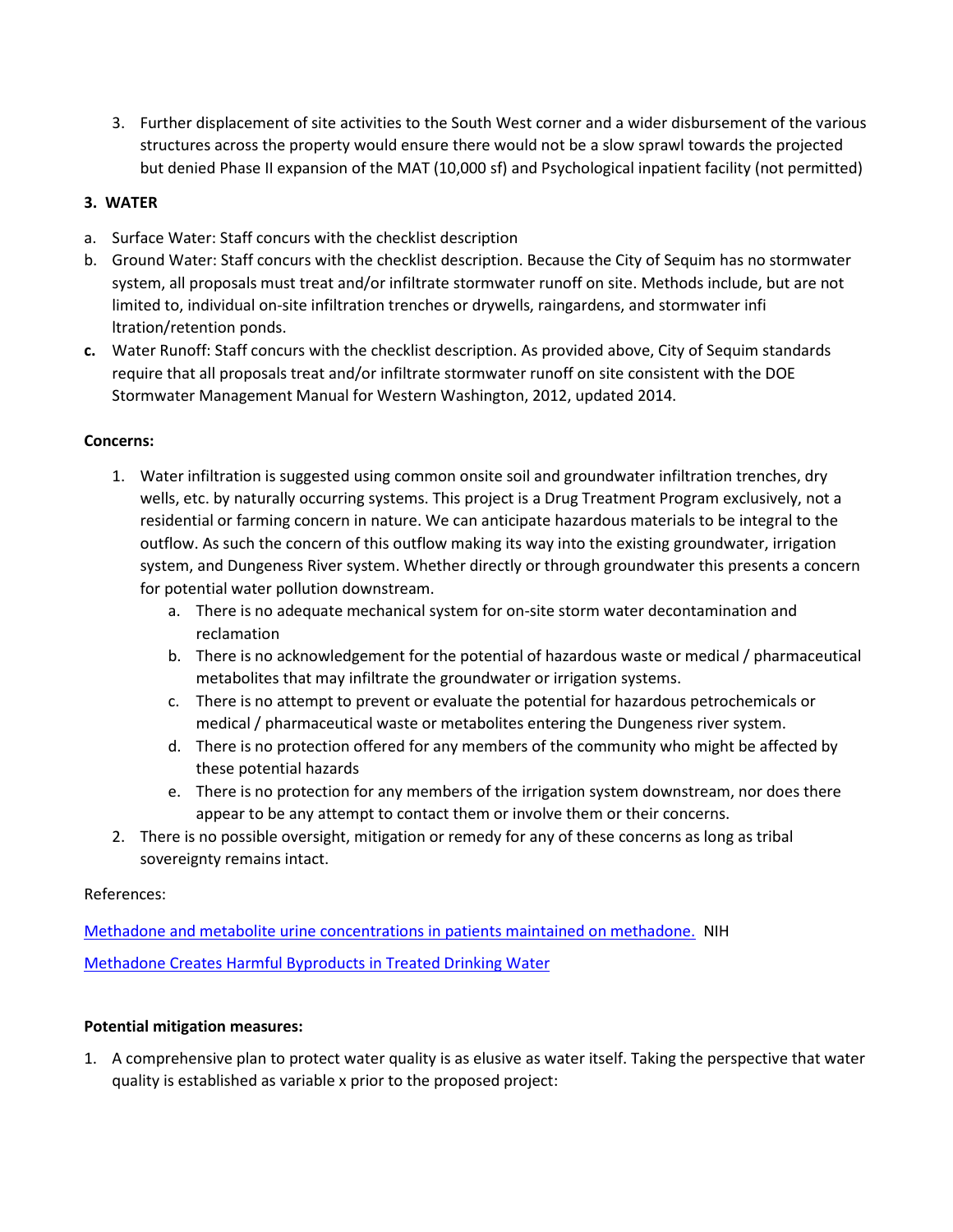3. Further displacement of site activities to the South West corner and a wider disbursement of the various structures across the property would ensure there would not be a slow sprawl towards the projected but denied Phase II expansion of the MAT (10,000 sf) and Psychological inpatient facility (not permitted)

**3. WATER**

a. Surface Water: Staff concurs with the checklist description
b. Ground Water: Staff concurs with the checklist description. Because the City of Sequim has no stormwater system, all proposals must treat and/or infiltrate stormwater runoff on site. Methods include, but are not limited to, individual on-site infiltration trenches or drywells, raingardens, and stormwater infi ltration/retention ponds.
**c.** Water Runoff: Staff concurs with the checklist description. As provided above, City of Sequim standards require that all proposals treat and/or infiltrate stormwater runoff on site consistent with the DOE Stormwater Management Manual for Western Washington, 2012, updated 2014.

**Concerns:**

1. Water infiltration is suggested using common onsite soil and groundwater infiltration trenches, dry wells, etc. by naturally occurring systems. This project is a Drug Treatment Program exclusively, not a residential or farming concern in nature. We can anticipate hazardous materials to be integral to the outflow. As such the concern of this outflow making its way into the existing groundwater, irrigation system, and Dungeness River system. Whether directly or through groundwater this presents a concern for potential water pollution downstream.
   a. There is no adequate mechanical system for on-site storm water decontamination and reclamation
   b. There is no acknowledgement for the potential of hazardous waste or medical / pharmaceutical metabolites that may infiltrate the groundwater or irrigation systems.
   c. There is no attempt to prevent or evaluate the potential for hazardous petrochemicals or medical / pharmaceutical waste or metabolites entering the Dungeness river system.
   d. There is no protection offered for any members of the community who might be affected by these potential hazards
   e. There is no protection for any members of the irrigation system downstream, nor does there appear to be any attempt to contact them or involve them or their concerns.
2. There is no possible oversight, mitigation or remedy for any of these concerns as long as tribal sovereignty remains intact.

References:

Methadone and metabolite urine concentrations in patients maintained on methadone. NIH

Methadone Creates Harmful Byproducts in Treated Drinking Water

**Potential mitigation measures:**

1. A comprehensive plan to protect water quality is as elusive as water itself. Taking the perspective that water quality is established as variable x prior to the proposed project: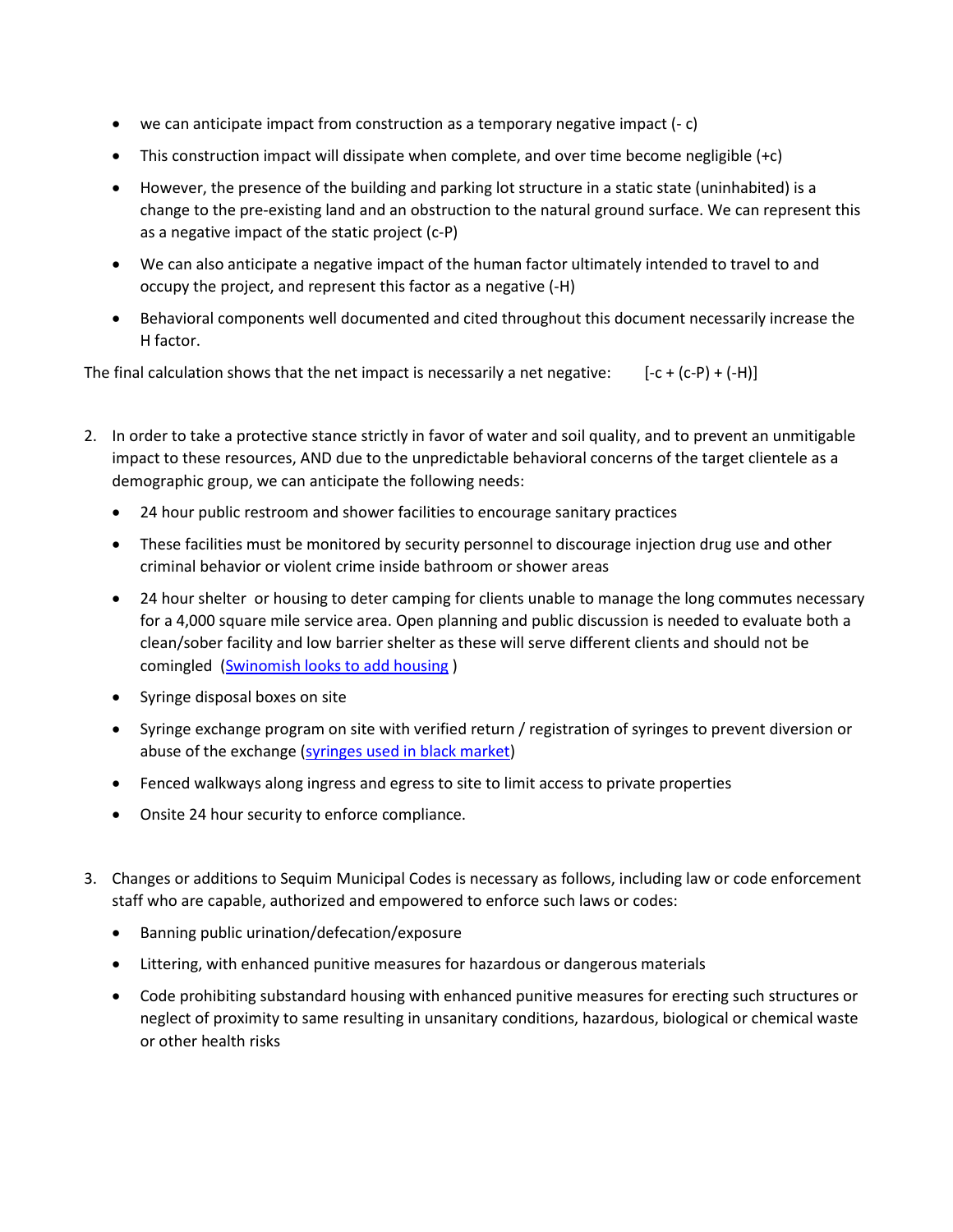- we can anticipate impact from construction as a temporary negative impact (- c)
- This construction impact will dissipate when complete, and over time become negligible (+c)
- However, the presence of the building and parking lot structure in a static state (uninhabited) is a change to the pre-existing land and an obstruction to the natural ground surface. We can represent this as a negative impact of the static project (c-P)
- We can also anticipate a negative impact of the human factor ultimately intended to travel to and occupy the project, and represent this factor as a negative (-H)
- Behavioral components well documented and cited throughout this document necessarily increase the H factor.

The final calculation shows that the net impact is necessarily a net negative: [-c + (c-P) + (-H)]

2. In order to take a protective stance strictly in favor of water and soil quality, and to prevent an unmitigable impact to these resources, AND due to the unpredictable behavioral concerns of the target clientele as a demographic group, we can anticipate the following needs:
   - 24 hour public restroom and shower facilities to encourage sanitary practices
   - These facilities must be monitored by security personnel to discourage injection drug use and other criminal behavior or violent crime inside bathroom or shower areas
   - 24 hour shelter or housing to deter camping for clients unable to manage the long commutes necessary for a 4,000 square mile service area. Open planning and public discussion is needed to evaluate both a clean/sober facility and low barrier shelter as these will serve different clients and should not be comingled (Swinomish looks to add housing )
   - Syringe disposal boxes on site
   - Syringe exchange program on site with verified return / registration of syringes to prevent diversion or abuse of the exchange (syringes used in black market)
   - Fenced walkways along ingress and egress to site to limit access to private properties
   - Onsite 24 hour security to enforce compliance.

3. Changes or additions to Sequim Municipal Codes is necessary as follows, including law or code enforcement staff who are capable, authorized and empowered to enforce such laws or codes:
   - Banning public urination/defecation/exposure
   - Littering, with enhanced punitive measures for hazardous or dangerous materials
   - Code prohibiting substandard housing with enhanced punitive measures for erecting such structures or neglect of proximity to same resulting in unsanitary conditions, hazardous, biological or chemical waste or other health risks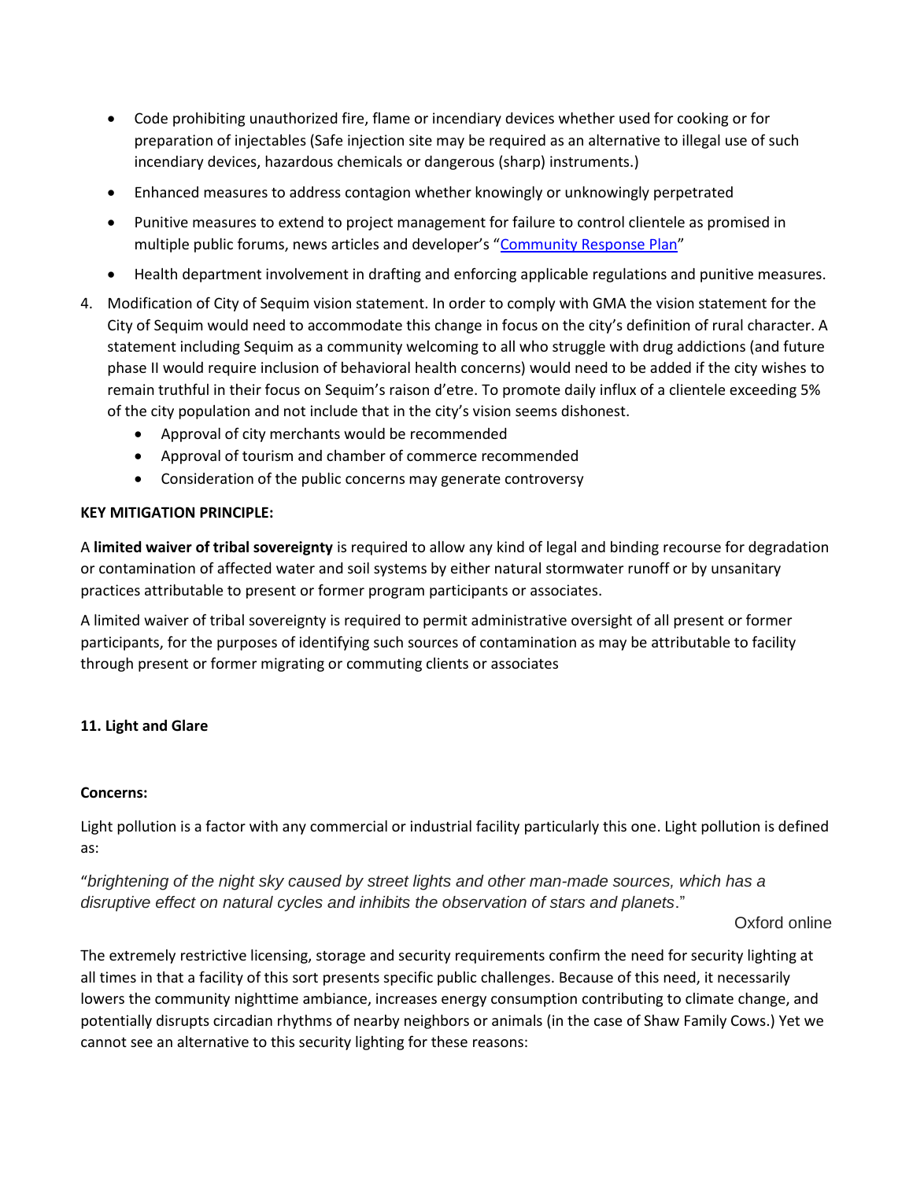- Code prohibiting unauthorized fire, flame or incendiary devices whether used for cooking or for preparation of injectables (Safe injection site may be required as an alternative to illegal use of such incendiary devices, hazardous chemicals or dangerous (sharp) instruments.)
- Enhanced measures to address contagion whether knowingly or unknowingly perpetrated
- Punitive measures to extend to project management for failure to control clientele as promised in multiple public forums, news articles and developer's "Community Response Plan"
- Health department involvement in drafting and enforcing applicable regulations and punitive measures.

4. Modification of City of Sequim vision statement. In order to comply with GMA the vision statement for the City of Sequim would need to accommodate this change in focus on the city's definition of rural character. A statement including Sequim as a community welcoming to all who struggle with drug addictions (and future phase II would require inclusion of behavioral health concerns) would need to be added if the city wishes to remain truthful in their focus on Sequim's raison d'etre. To promote daily influx of a clientele exceeding 5% of the city population and not include that in the city's vision seems dishonest.
   - Approval of city merchants would be recommended
   - Approval of tourism and chamber of commerce recommended
   - Consideration of the public concerns may generate controversy

**KEY MITIGATION PRINCIPLE:**

A **limited waiver of tribal sovereignty** is required to allow any kind of legal and binding recourse for degradation or contamination of affected water and soil systems by either natural stormwater runoff or by unsanitary practices attributable to present or former program participants or associates.

A limited waiver of tribal sovereignty is required to permit administrative oversight of all present or former participants, for the purposes of identifying such sources of contamination as may be attributable to facility through present or former migrating or commuting clients or associates

**11. Light and Glare**

**Concerns:**

Light pollution is a factor with any commercial or industrial facility particularly this one. Light pollution is defined as:

"*brightening of the night sky caused by street lights and other man-made sources, which has a disruptive effect on natural cycles and inhibits the observation of stars and planets*."

Oxford online

The extremely restrictive licensing, storage and security requirements confirm the need for security lighting at all times in that a facility of this sort presents specific public challenges. Because of this need, it necessarily lowers the community nighttime ambiance, increases energy consumption contributing to climate change, and potentially disrupts circadian rhythms of nearby neighbors or animals (in the case of Shaw Family Cows.) Yet we cannot see an alternative to this security lighting for these reasons: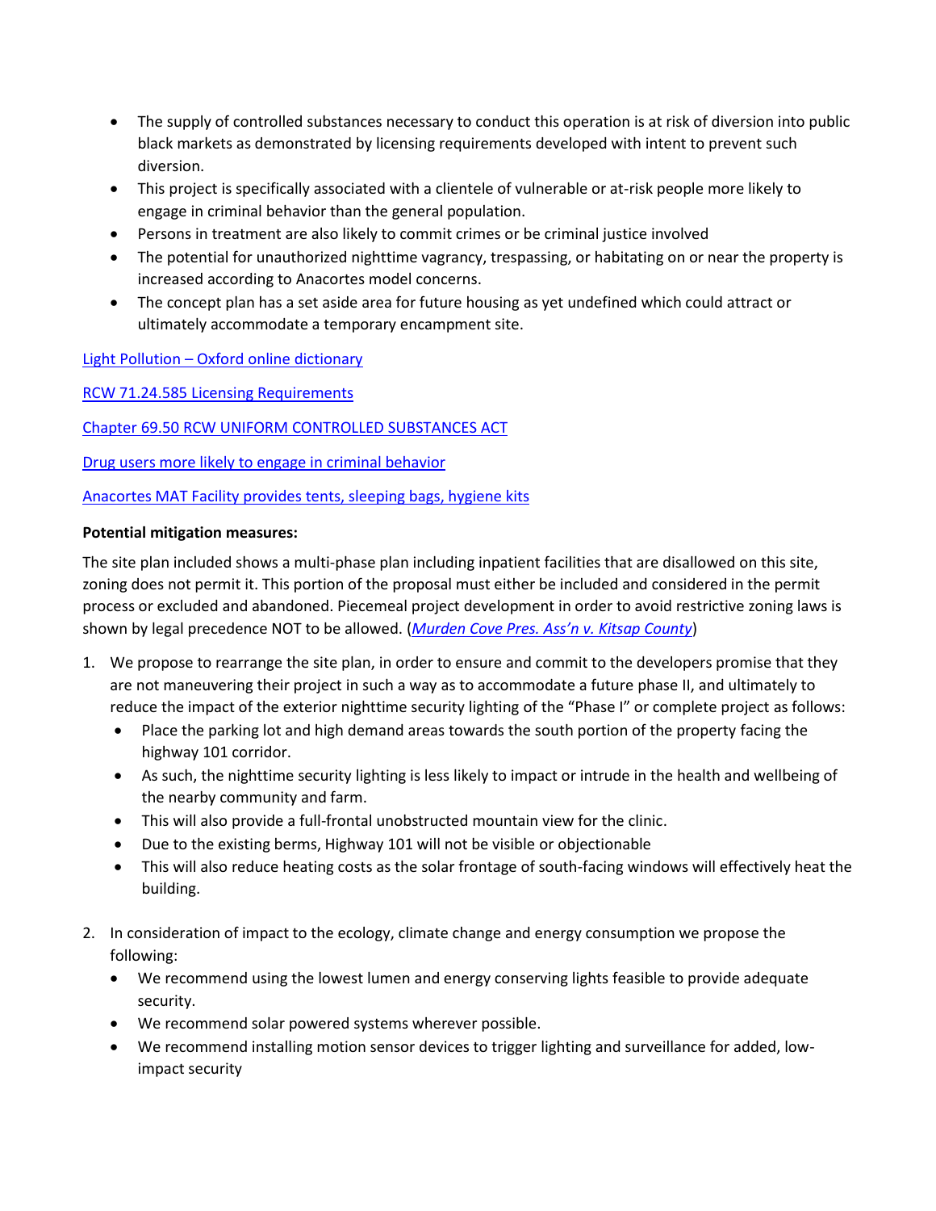- The supply of controlled substances necessary to conduct this operation is at risk of diversion into public black markets as demonstrated by licensing requirements developed with intent to prevent such diversion.
- This project is specifically associated with a clientele of vulnerable or at-risk people more likely to engage in criminal behavior than the general population.
- Persons in treatment are also likely to commit crimes or be criminal justice involved
- The potential for unauthorized nighttime vagrancy, trespassing, or habitating on or near the property is increased according to Anacortes model concerns.
- The concept plan has a set aside area for future housing as yet undefined which could attract or ultimately accommodate a temporary encampment site.

Light Pollution – Oxford online dictionary

RCW 71.24.585 Licensing Requirements

Chapter 69.50 RCW UNIFORM CONTROLLED SUBSTANCES ACT

Drug users more likely to engage in criminal behavior

Anacortes MAT Facility provides tents, sleeping bags, hygiene kits

**Potential mitigation measures:**

The site plan included shows a multi-phase plan including inpatient facilities that are disallowed on this site, zoning does not permit it. This portion of the proposal must either be included and considered in the permit process or excluded and abandoned. Piecemeal project development in order to avoid restrictive zoning laws is shown by legal precedence NOT to be allowed. (*Murden Cove Pres. Ass'n v. Kitsap County*)

1. We propose to rearrange the site plan, in order to ensure and commit to the developers promise that they are not maneuvering their project in such a way as to accommodate a future phase II, and ultimately to reduce the impact of the exterior nighttime security lighting of the "Phase I" or complete project as follows:
   - Place the parking lot and high demand areas towards the south portion of the property facing the highway 101 corridor.
   - As such, the nighttime security lighting is less likely to impact or intrude in the health and wellbeing of the nearby community and farm.
   - This will also provide a full-frontal unobstructed mountain view for the clinic.
   - Due to the existing berms, Highway 101 will not be visible or objectionable
   - This will also reduce heating costs as the solar frontage of south-facing windows will effectively heat the building.

2. In consideration of impact to the ecology, climate change and energy consumption we propose the following:
   - We recommend using the lowest lumen and energy conserving lights feasible to provide adequate security.
   - We recommend solar powered systems wherever possible.
   - We recommend installing motion sensor devices to trigger lighting and surveillance for added, low-impact security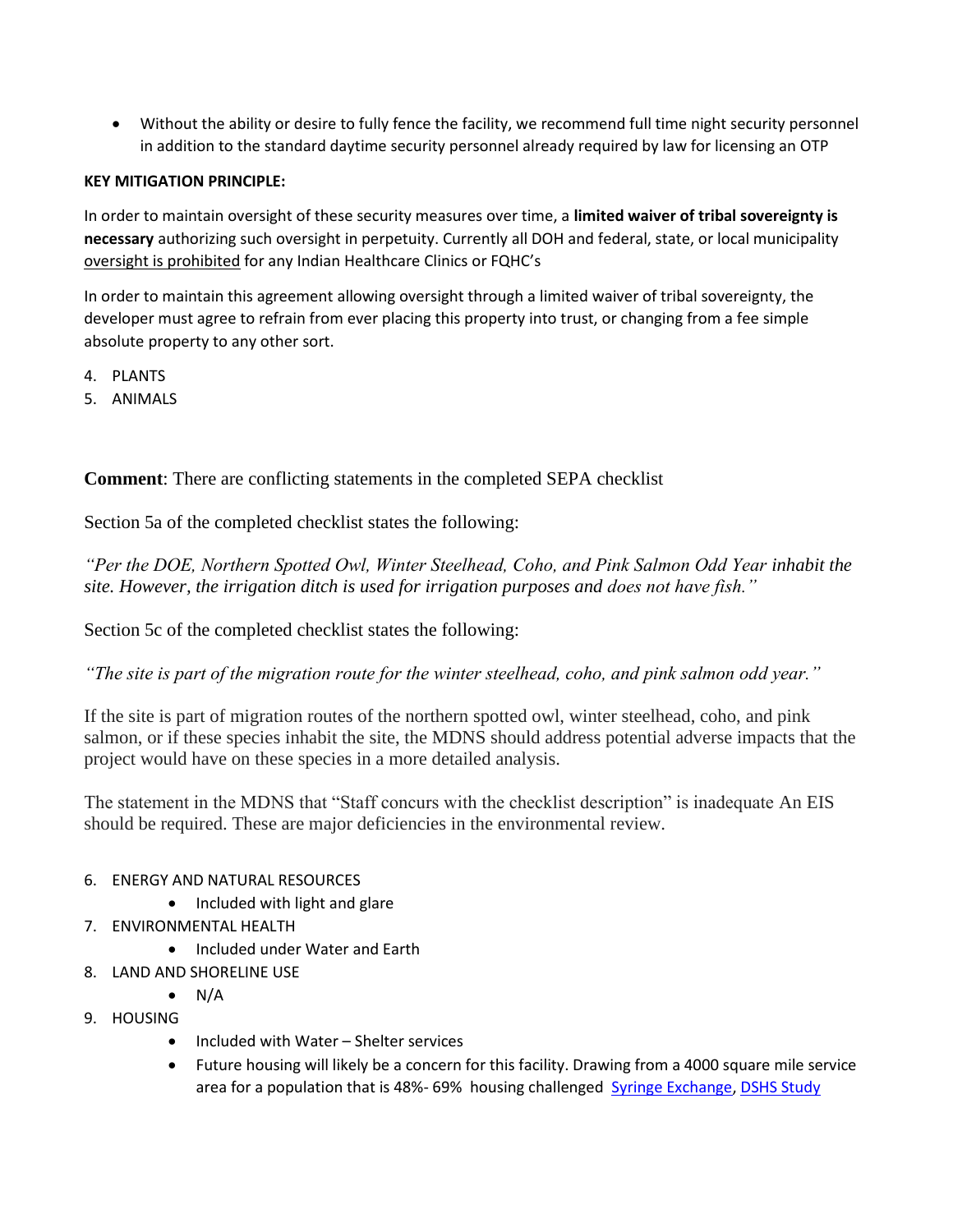- Without the ability or desire to fully fence the facility, we recommend full time night security personnel in addition to the standard daytime security personnel already required by law for licensing an OTP

**KEY MITIGATION PRINCIPLE:**

In order to maintain oversight of these security measures over time, a **limited waiver of tribal sovereignty is necessary** authorizing such oversight in perpetuity. Currently all DOH and federal, state, or local municipality oversight is prohibited for any Indian Healthcare Clinics or FQHC's

In order to maintain this agreement allowing oversight through a limited waiver of tribal sovereignty, the developer must agree to refrain from ever placing this property into trust, or changing from a fee simple absolute property to any other sort.

4. PLANTS
5. ANIMALS

**Comment**: There are conflicting statements in the completed SEPA checklist

Section 5a of the completed checklist states the following:

*"Per the DOE, Northern Spotted Owl, Winter Steelhead, Coho, and Pink Salmon Odd Year inhabit the site. However, the irrigation ditch is used for irrigation purposes and does not have fish."*

Section 5c of the completed checklist states the following:

*"The site is part of the migration route for the winter steelhead, coho, and pink salmon odd year."*

If the site is part of migration routes of the northern spotted owl, winter steelhead, coho, and pink salmon, or if these species inhabit the site, the MDNS should address potential adverse impacts that the project would have on these species in a more detailed analysis.

The statement in the MDNS that "Staff concurs with the checklist description" is inadequate An EIS should be required. These are major deficiencies in the environmental review.

6. ENERGY AND NATURAL RESOURCES
   - Included with light and glare
7. ENVIRONMENTAL HEALTH
   - Included under Water and Earth
8. LAND AND SHORELINE USE
   - N/A
9. HOUSING
   - Included with Water – Shelter services
   - Future housing will likely be a concern for this facility. Drawing from a 4000 square mile service area for a population that is 48%- 69% housing challenged Syringe Exchange, DSHS Study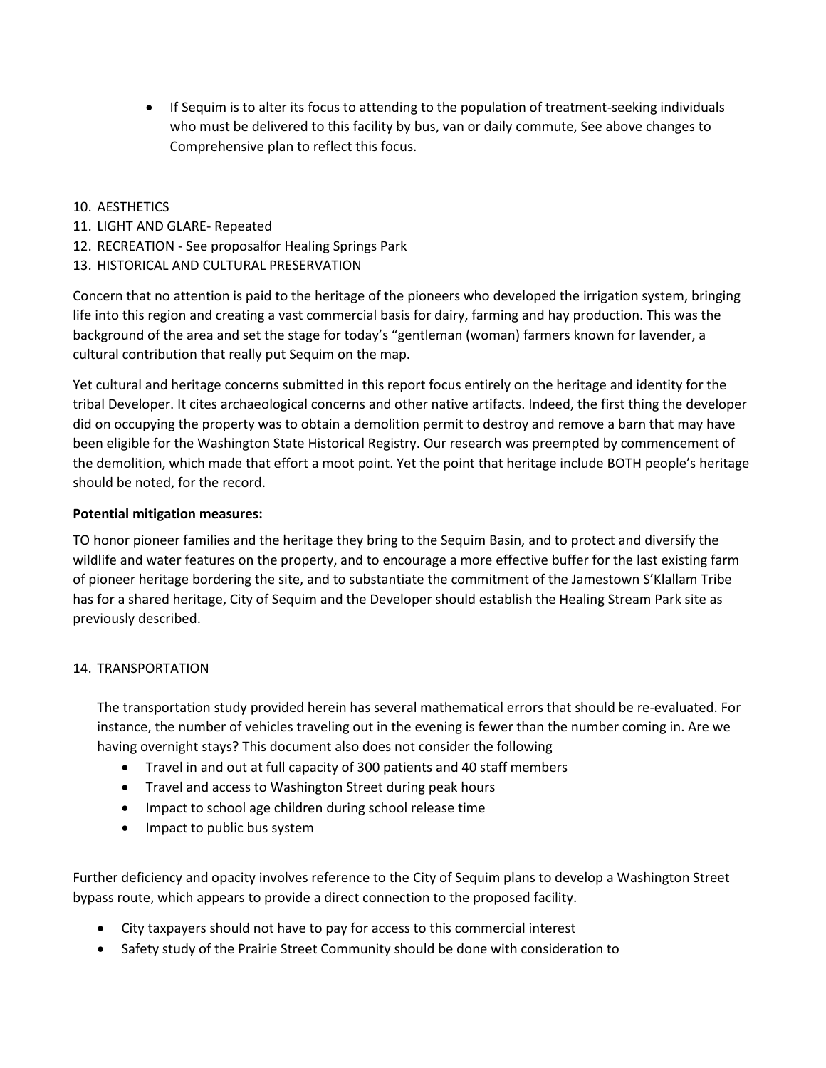- If Sequim is to alter its focus to attending to the population of treatment-seeking individuals who must be delivered to this facility by bus, van or daily commute, See above changes to Comprehensive plan to reflect this focus.

10. AESTHETICS
11. LIGHT AND GLARE- Repeated
12. RECREATION - See proposalfor Healing Springs Park
13. HISTORICAL AND CULTURAL PRESERVATION

Concern that no attention is paid to the heritage of the pioneers who developed the irrigation system, bringing life into this region and creating a vast commercial basis for dairy, farming and hay production. This was the background of the area and set the stage for today's "gentleman (woman) farmers known for lavender, a cultural contribution that really put Sequim on the map.

Yet cultural and heritage concerns submitted in this report focus entirely on the heritage and identity for the tribal Developer. It cites archaeological concerns and other native artifacts. Indeed, the first thing the developer did on occupying the property was to obtain a demolition permit to destroy and remove a barn that may have been eligible for the Washington State Historical Registry. Our research was preempted by commencement of the demolition, which made that effort a moot point. Yet the point that heritage include BOTH people's heritage should be noted, for the record.

**Potential mitigation measures:**

TO honor pioneer families and the heritage they bring to the Sequim Basin, and to protect and diversify the wildlife and water features on the property, and to encourage a more effective buffer for the last existing farm of pioneer heritage bordering the site, and to substantiate the commitment of the Jamestown S'Klallam Tribe has for a shared heritage, City of Sequim and the Developer should establish the Healing Stream Park site as previously described.

14. TRANSPORTATION

The transportation study provided herein has several mathematical errors that should be re-evaluated. For instance, the number of vehicles traveling out in the evening is fewer than the number coming in. Are we having overnight stays? This document also does not consider the following

- Travel in and out at full capacity of 300 patients and 40 staff members
- Travel and access to Washington Street during peak hours
- Impact to school age children during school release time
- Impact to public bus system

Further deficiency and opacity involves reference to the City of Sequim plans to develop a Washington Street bypass route, which appears to provide a direct connection to the proposed facility.

- City taxpayers should not have to pay for access to this commercial interest
- Safety study of the Prairie Street Community should be done with consideration to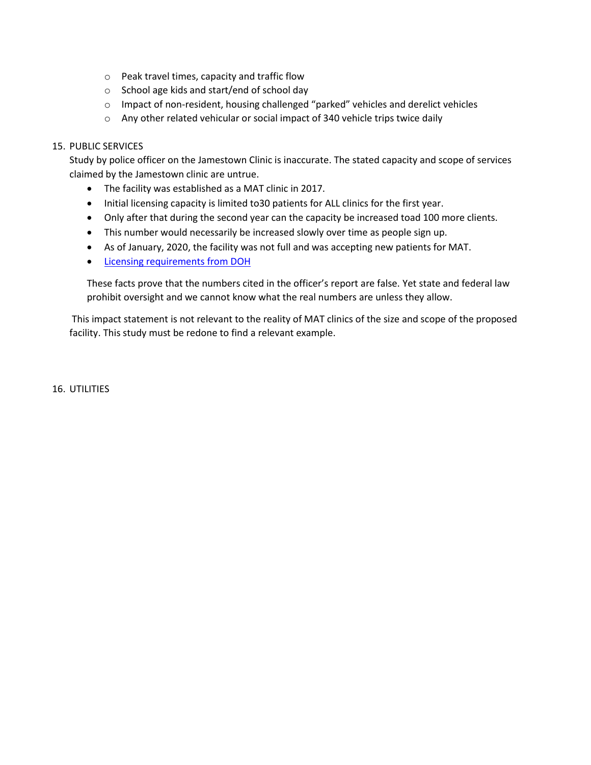- Peak travel times, capacity and traffic flow
- School age kids and start/end of school day
- Impact of non-resident, housing challenged "parked" vehicles and derelict vehicles
- Any other related vehicular or social impact of 340 vehicle trips twice daily

15. PUBLIC SERVICES

Study by police officer on the Jamestown Clinic is inaccurate. The stated capacity and scope of services claimed by the Jamestown clinic are untrue.

- The facility was established as a MAT clinic in 2017.
- Initial licensing capacity is limited to30 patients for ALL clinics for the first year.
- Only after that during the second year can the capacity be increased toad 100 more clients.
- This number would necessarily be increased slowly over time as people sign up.
- As of January, 2020, the facility was not full and was accepting new patients for MAT.
- Licensing requirements from DOH

These facts prove that the numbers cited in the officer's report are false. Yet state and federal law prohibit oversight and we cannot know what the real numbers are unless they allow.

This impact statement is not relevant to the reality of MAT clinics of the size and scope of the proposed facility. This study must be redone to find a relevant example.

16. UTILITIES